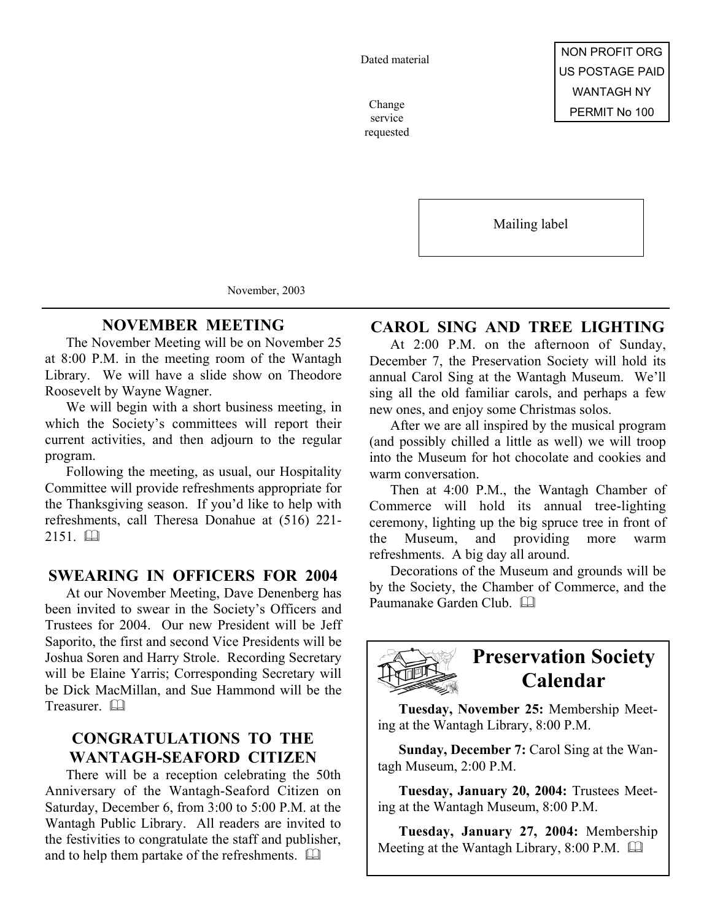Dated material

Change service requested

NON PROFIT ORG
US POSTAGE PAID
WANTAGH NY
PERMIT No 100

Mailing label

November, 2003

## NOVEMBER MEETING

The November Meeting will be on November 25 at 8:00 P.M. in the meeting room of the Wantagh Library. We will have a slide show on Theodore Roosevelt by Wayne Wagner.

We will begin with a short business meeting, in which the Society's committees will report their current activities, and then adjourn to the regular program.

Following the meeting, as usual, our Hospitality Committee will provide refreshments appropriate for the Thanksgiving season. If you'd like to help with refreshments, call Theresa Donahue at (516) 221-2151. 🕮

## SWEARING IN OFFICERS FOR 2004

At our November Meeting, Dave Denenberg has been invited to swear in the Society's Officers and Trustees for 2004. Our new President will be Jeff Saporito, the first and second Vice Presidents will be Joshua Soren and Harry Strole. Recording Secretary will be Elaine Yarris; Corresponding Secretary will be Dick MacMillan, and Sue Hammond will be the Treasurer. 🕮

## CONGRATULATIONS TO THE WANTAGH-SEAFORD CITIZEN

There will be a reception celebrating the 50th Anniversary of the Wantagh-Seaford Citizen on Saturday, December 6, from 3:00 to 5:00 P.M. at the Wantagh Public Library. All readers are invited to the festivities to congratulate the staff and publisher, and to help them partake of the refreshments. 🕮

## CAROL SING AND TREE LIGHTING

At 2:00 P.M. on the afternoon of Sunday, December 7, the Preservation Society will hold its annual Carol Sing at the Wantagh Museum. We'll sing all the old familiar carols, and perhaps a few new ones, and enjoy some Christmas solos.

After we are all inspired by the musical program (and possibly chilled a little as well) we will troop into the Museum for hot chocolate and cookies and warm conversation.

Then at 4:00 P.M., the Wantagh Chamber of Commerce will hold its annual tree-lighting ceremony, lighting up the big spruce tree in front of the Museum, and providing more warm refreshments. A big day all around.

Decorations of the Museum and grounds will be by the Society, the Chamber of Commerce, and the Paumanake Garden Club. 🕮

## Preservation Society Calendar

**Tuesday, November 25:** Membership Meeting at the Wantagh Library, 8:00 P.M.

**Sunday, December 7:** Carol Sing at the Wantagh Museum, 2:00 P.M.

**Tuesday, January 20, 2004:** Trustees Meeting at the Wantagh Museum, 8:00 P.M.

**Tuesday, January 27, 2004:** Membership Meeting at the Wantagh Library, 8:00 P.M. 🕮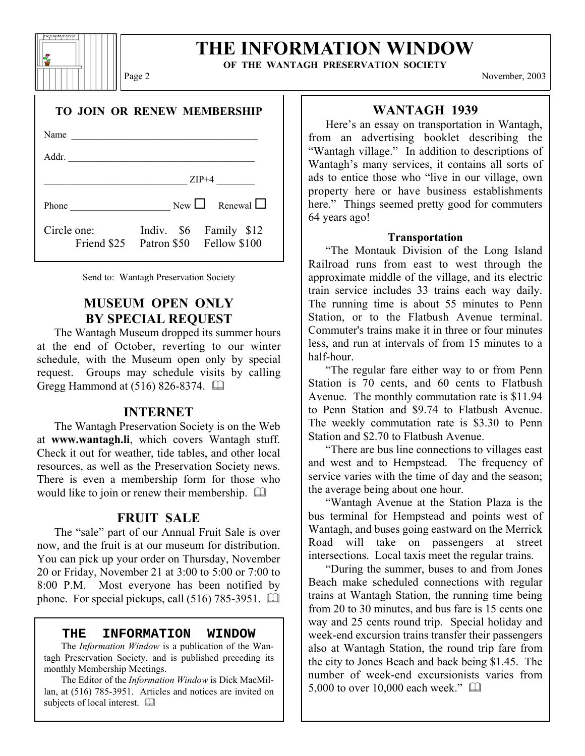# THE INFORMATION WINDOW

**OF THE WANTAGH PRESERVATION SOCIETY**

November, 2003

### TO JOIN OR RENEW MEMBERSHIP

Name ______________________________________

Addr. ______________________________________

______________________________ ZIP+4 ________

Phone ____________________ New ☐ Renewal ☐

Circle one: Indiv. $6 Family $12
Friend $25 Patron $50 Fellow $100

Send to: Wantagh Preservation Society

## MUSEUM OPEN ONLY BY SPECIAL REQUEST

The Wantagh Museum dropped its summer hours at the end of October, reverting to our winter schedule, with the Museum open only by special request. Groups may schedule visits by calling Gregg Hammond at (516) 826-8374. 🕮

## INTERNET

The Wantagh Preservation Society is on the Web at **www.wantagh.li**, which covers Wantagh stuff. Check it out for weather, tide tables, and other local resources, as well as the Preservation Society news. There is even a membership form for those who would like to join or renew their membership. 🕮

## FRUIT SALE

The "sale" part of our Annual Fruit Sale is over now, and the fruit is at our museum for distribution. You can pick up your order on Thursday, November 20 or Friday, November 21 at 3:00 to 5:00 or 7:00 to 8:00 P.M. Most everyone has been notified by phone. For special pickups, call (516) 785-3951. 🕮

### THE INFORMATION WINDOW

The *Information Window* is a publication of the Wantagh Preservation Society, and is published preceding its monthly Membership Meetings.

The Editor of the *Information Window* is Dick MacMillan, at (516) 785-3951. Articles and notices are invited on subjects of local interest. 🕮

## WANTAGH 1939

Here's an essay on transportation in Wantagh, from an advertising booklet describing the "Wantagh village." In addition to descriptions of Wantagh's many services, it contains all sorts of ads to entice those who "live in our village, own property here or have business establishments here." Things seemed pretty good for commuters 64 years ago!

**Transportation**

"The Montauk Division of the Long Island Railroad runs from east to west through the approximate middle of the village, and its electric train service includes 33 trains each way daily. The running time is about 55 minutes to Penn Station, or to the Flatbush Avenue terminal. Commuter's trains make it in three or four minutes less, and run at intervals of from 15 minutes to a half-hour.

"The regular fare either way to or from Penn Station is 70 cents, and 60 cents to Flatbush Avenue. The monthly commutation rate is $11.94 to Penn Station and $9.74 to Flatbush Avenue. The weekly commutation rate is $3.30 to Penn Station and $2.70 to Flatbush Avenue.

"There are bus line connections to villages east and west and to Hempstead. The frequency of service varies with the time of day and the season; the average being about one hour.

"Wantagh Avenue at the Station Plaza is the bus terminal for Hempstead and points west of Wantagh, and buses going eastward on the Merrick Road will take on passengers at street intersections. Local taxis meet the regular trains.

"During the summer, buses to and from Jones Beach make scheduled connections with regular trains at Wantagh Station, the running time being from 20 to 30 minutes, and bus fare is 15 cents one way and 25 cents round trip. Special holiday and week-end excursion trains transfer their passengers also at Wantagh Station, the round trip fare from the city to Jones Beach and back being $1.45. The number of week-end excursionists varies from 5,000 to over 10,000 each week." 🕮